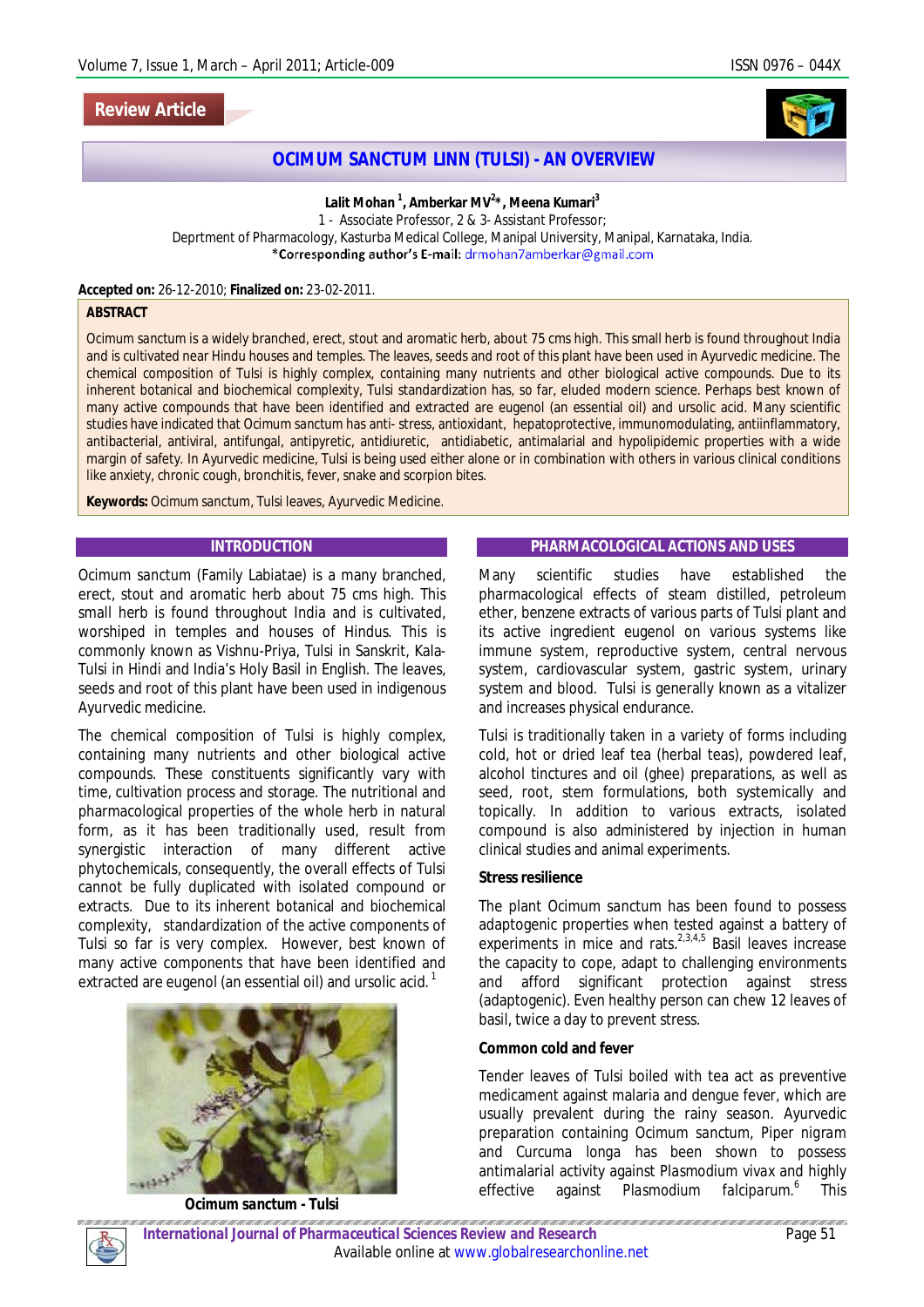Review Article

# OCIMUM SANCTUM LINN (TULSI) - AN OVERVIEW

**Lalit Mohan [1], Amberkar MV[2]*, Meena Kumari[3]**

1 - Associate Professor, 2 & 3- Assistant Professor;
Deprtment of Pharmacology, Kasturba Medical College, Manipal University, Manipal, Karnataka, India.
*Corresponding author's E-mail: drmohan7amberkar@gmail.com

**Accepted on:** 26-12-2010; **Finalized on:** 23-02-2011.

**ABSTRACT**

Ocimum sanctum is a widely branched, erect, stout and aromatic herb, about 75 cms high. This small herb is found throughout India and is cultivated near Hindu houses and temples. The leaves, seeds and root of this plant have been used in Ayurvedic medicine. The chemical composition of Tulsi is highly complex, containing many nutrients and other biological active compounds. Due to its inherent botanical and biochemical complexity, Tulsi standardization has, so far, eluded modern science. Perhaps best known of many active compounds that have been identified and extracted are eugenol (an essential oil) and ursolic acid. Many scientific studies have indicated that Ocimum sanctum has anti- stress, antioxidant, hepatoprotective, immunomodulating, antiinflammatory, antibacterial, antiviral, antifungal, antipyretic, antidiuretic, antidiabetic, antimalarial and hypolipidemic properties with a wide margin of safety. In Ayurvedic medicine, Tulsi is being used either alone or in combination with others in various clinical conditions like anxiety, chronic cough, bronchitis, fever, snake and scorpion bites.

**Keywords:** Ocimum sanctum, Tulsi leaves, Ayurvedic Medicine.

## INTRODUCTION

Ocimum sanctum (Family Labiatae) is a many branched, erect, stout and aromatic herb about 75 cms high. This small herb is found throughout India and is cultivated, worshiped in temples and houses of Hindus. This is commonly known as Vishnu-Priya, Tulsi in Sanskrit, Kala-Tulsi in Hindi and India's Holy Basil in English. The leaves, seeds and root of this plant have been used in indigenous Ayurvedic medicine.

The chemical composition of Tulsi is highly complex, containing many nutrients and other biological active compounds. These constituents significantly vary with time, cultivation process and storage. The nutritional and pharmacological properties of the whole herb in natural form, as it has been traditionally used, result from synergistic interaction of many different active phytochemicals, consequently, the overall effects of Tulsi cannot be fully duplicated with isolated compound or extracts. Due to its inherent botanical and biochemical complexity, standardization of the active components of Tulsi so far is very complex. However, best known of many active components that have been identified and extracted are eugenol (an essential oil) and ursolic acid.[1]

**Ocimum sanctum - Tulsi**

## PHARMACOLOGICAL ACTIONS AND USES

Many scientific studies have established the pharmacological effects of steam distilled, petroleum ether, benzene extracts of various parts of Tulsi plant and its active ingredient eugenol on various systems like immune system, reproductive system, central nervous system, cardiovascular system, gastric system, urinary system and blood. Tulsi is generally known as a vitalizer and increases physical endurance.

Tulsi is traditionally taken in a variety of forms including cold, hot or dried leaf tea (herbal teas), powdered leaf, alcohol tinctures and oil (ghee) preparations, as well as seed, root, stem formulations, both systemically and topically. In addition to various extracts, isolated compound is also administered by injection in human clinical studies and animal experiments.

### Stress resilience

The plant Ocimum sanctum has been found to possess adaptogenic properties when tested against a battery of experiments in mice and rats.[2,3,4,5] Basil leaves increase the capacity to cope, adapt to challenging environments and afford significant protection against stress (adaptogenic). Even healthy person can chew 12 leaves of basil, twice a day to prevent stress.

### Common cold and fever

Tender leaves of Tulsi boiled with tea act as preventive medicament against malaria and dengue fever, which are usually prevalent during the rainy season. Ayurvedic preparation containing Ocimum sanctum, Piper nigram and Curcuma longa has been shown to possess antimalarial activity against Plasmodium vivax and highly effective against Plasmodium falciparum.[6] This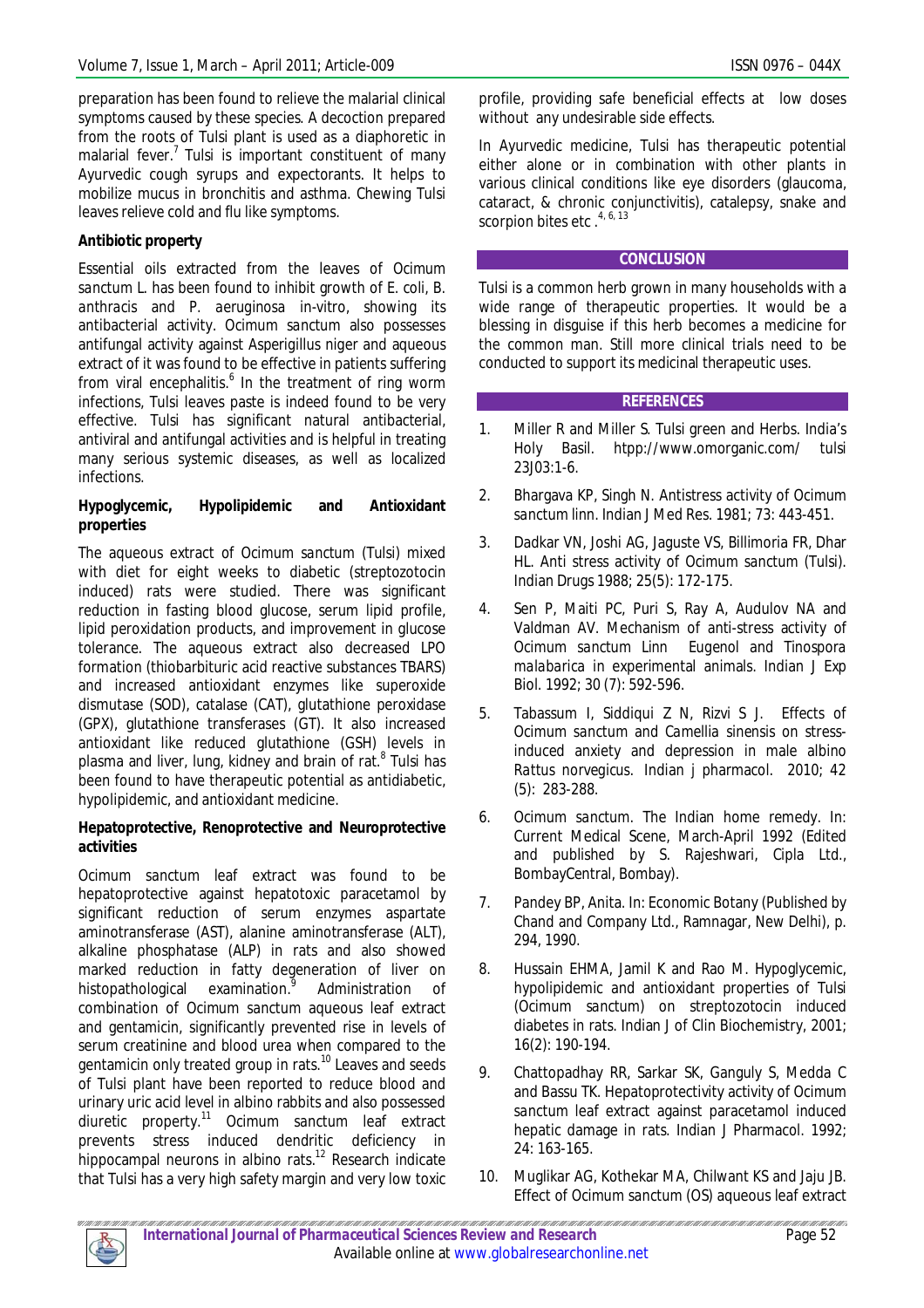preparation has been found to relieve the malarial clinical symptoms caused by these species. A decoction prepared from the roots of Tulsi plant is used as a diaphoretic in malarial fever.[7] Tulsi is important constituent of many Ayurvedic cough syrups and expectorants. It helps to mobilize mucus in bronchitis and asthma. Chewing Tulsi leaves relieve cold and flu like symptoms.

### Antibiotic property

Essential oils extracted from the leaves of *Ocimum sanctum* L. has been found to inhibit growth of *E. coli*, *B. anthracis* and *P. aeruginosa* in-vitro, showing its antibacterial activity. *Ocimum sanctum* also possesses antifungal activity against Asperigillus niger and aqueous extract of it was found to be effective in patients suffering from viral encephalitis.[6] In the treatment of ring worm infections, Tulsi leaves paste is indeed found to be very effective. Tulsi has significant natural antibacterial, antiviral and antifungal activities and is helpful in treating many serious systemic diseases, as well as localized infections.

### Hypoglycemic, Hypolipidemic and Antioxidant properties

The aqueous extract of *Ocimum sanctum* (Tulsi) mixed with diet for eight weeks to diabetic (streptozotocin induced) rats were studied. There was significant reduction in fasting blood glucose, serum lipid profile, lipid peroxidation products, and improvement in glucose tolerance. The aqueous extract also decreased LPO formation (thiobarbituric acid reactive substances TBARS) and increased antioxidant enzymes like superoxide dismutase (SOD), catalase (CAT), glutathione peroxidase (GPX), glutathione transferases (GT). It also increased antioxidant like reduced glutathione (GSH) levels in plasma and liver, lung, kidney and brain of rat.[8] Tulsi has been found to have therapeutic potential as antidiabetic, hypolipidemic, and antioxidant medicine.

### Hepatoprotective, Renoprotective and Neuroprotective activities

*Ocimum sanctum* leaf extract was found to be hepatoprotective against hepatotoxic paracetamol by significant reduction of serum enzymes aspartate aminotransferase (AST), alanine aminotransferase (ALT), alkaline phosphatase (ALP) in rats and also showed marked reduction in fatty degeneration of liver on histopathological examination.[9] Administration of combination of *Ocimum sanctum* aqueous leaf extract and gentamicin, significantly prevented rise in levels of serum creatinine and blood urea when compared to the gentamicin only treated group in rats.[10] Leaves and seeds of Tulsi plant have been reported to reduce blood and urinary uric acid level in albino rabbits and also possessed diuretic property.[11] *Ocimum sanctum* leaf extract prevents stress induced dendritic deficiency in hippocampal neurons in albino rats.[12] Research indicate that Tulsi has a very high safety margin and very low toxic profile, providing safe beneficial effects at low doses without any undesirable side effects.

In Ayurvedic medicine, Tulsi has therapeutic potential either alone or in combination with other plants in various clinical conditions like eye disorders (glaucoma, cataract, & chronic conjunctivitis), catalepsy, snake and scorpion bites etc.[4, 6, 13]

## CONCLUSION

Tulsi is a common herb grown in many households with a wide range of therapeutic properties. It would be a blessing in disguise if this herb becomes a medicine for the common man. Still more clinical trials need to be conducted to support its medicinal therapeutic uses.

## REFERENCES

1. Miller R and Miller S. Tulsi green and Herbs. India's Holy Basil. htpp://www.omorganic.com/ tulsi 23J03:1-6.
2. Bhargava KP, Singh N. Antistress activity of *Ocimum sanctum* linn. Indian J Med Res. 1981; 73: 443-451.
3. Dadkar VN, Joshi AG, Jaguste VS, Billimoria FR, Dhar HL. Anti stress activity of *Ocimum sanctum* (Tulsi). Indian Drugs 1988; 25(5): 172-175.
4. Sen P, Maiti PC, Puri S, Ray A, Audulov NA and Valdman AV. Mechanism of anti-stress activity of *Ocimum sanctum* Linn Eugenol and *Tinospora malabarica* in experimental animals. Indian J Exp Biol. 1992; 30 (7): 592-596.
5. Tabassum I, Siddiqui Z N, Rizvi S J. Effects of *Ocimum sanctum* and *Camellia sinensis* on stress-induced anxiety and depression in male albino *Rattus norvegicus*. Indian j pharmacol. 2010; 42 (5): 283-288.
6. *Ocimum sanctum*. The Indian home remedy. In: Current Medical Scene, March-April 1992 (Edited and published by S. Rajeshwari, Cipla Ltd., BombayCentral, Bombay).
7. Pandey BP, Anita. In: Economic Botany (Published by Chand and Company Ltd., Ramnagar, New Delhi), p. 294, 1990.
8. Hussain EHMA, Jamil K and Rao M. Hypoglycemic, hypolipidemic and antioxidant properties of Tulsi (*Ocimum sanctum*) on streptozotocin induced diabetes in rats. Indian J of Clin Biochemistry, 2001; 16(2): 190-194.
9. Chattopadhay RR, Sarkar SK, Ganguly S, Medda C and Bassu TK. Hepatoprotectivity activity of *Ocimum sanctum* leaf extract against paracetamol induced hepatic damage in rats. Indian J Pharmacol. 1992; 24: 163-165.
10. Muglikar AG, Kothekar MA, Chilwant KS and Jaju JB. Effect of *Ocimum sanctum* (OS) aqueous leaf extract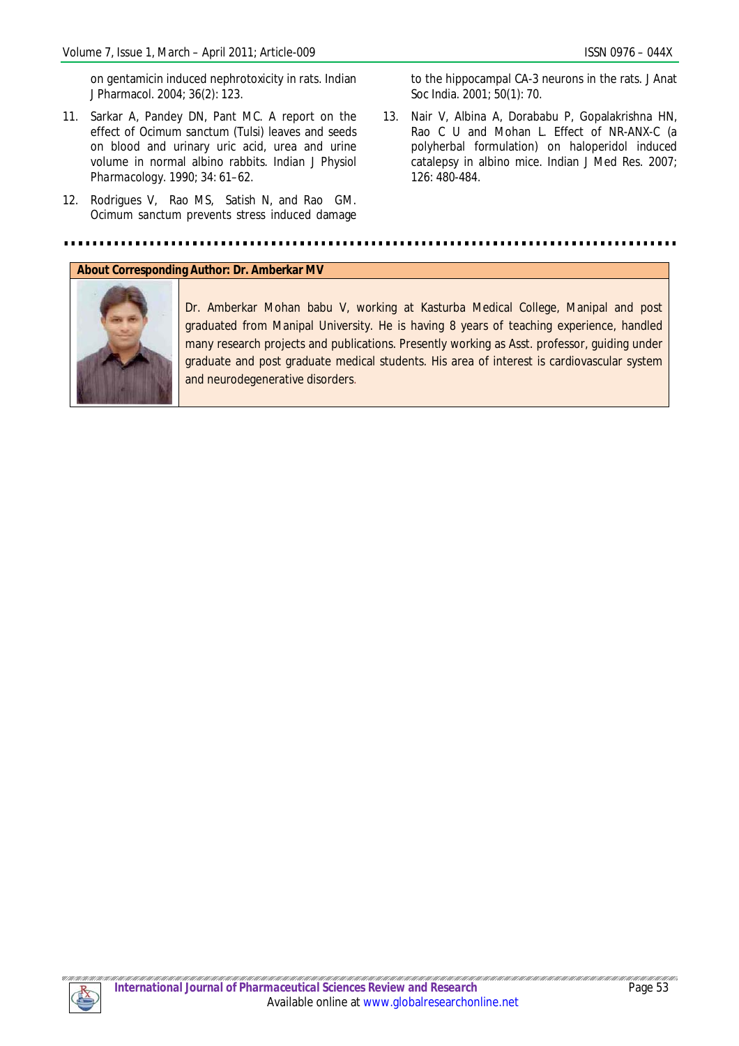on gentamicin induced nephrotoxicity in rats. Indian J Pharmacol. 2004; 36(2): 123.

11. Sarkar A, Pandey DN, Pant MC. A report on the effect of Ocimum sanctum (Tulsi) leaves and seeds on blood and urinary uric acid, urea and urine volume in normal albino rabbits. Indian J Physiol Pharmacology. 1990; 34: 61–62.

12. Rodrigues V, Rao MS, Satish N, and Rao GM. Ocimum sanctum prevents stress induced damage to the hippocampal CA-3 neurons in the rats. J Anat Soc India. 2001; 50(1): 70.

13. Nair V, Albina A, Dorababu P, Gopalakrishna HN, Rao C U and Mohan L. Effect of NR-ANX-C (a polyherbal formulation) on haloperidol induced catalepsy in albino mice. Indian J Med Res. 2007; 126: 480-484.

**About Corresponding Author: Dr. Amberkar MV**

Dr. Amberkar Mohan babu V, working at Kasturba Medical College, Manipal and post graduated from Manipal University. He is having 8 years of teaching experience, handled many research projects and publications. Presently working as Asst. professor, guiding under graduate and post graduate medical students. His area of interest is cardiovascular system and neurodegenerative disorders.